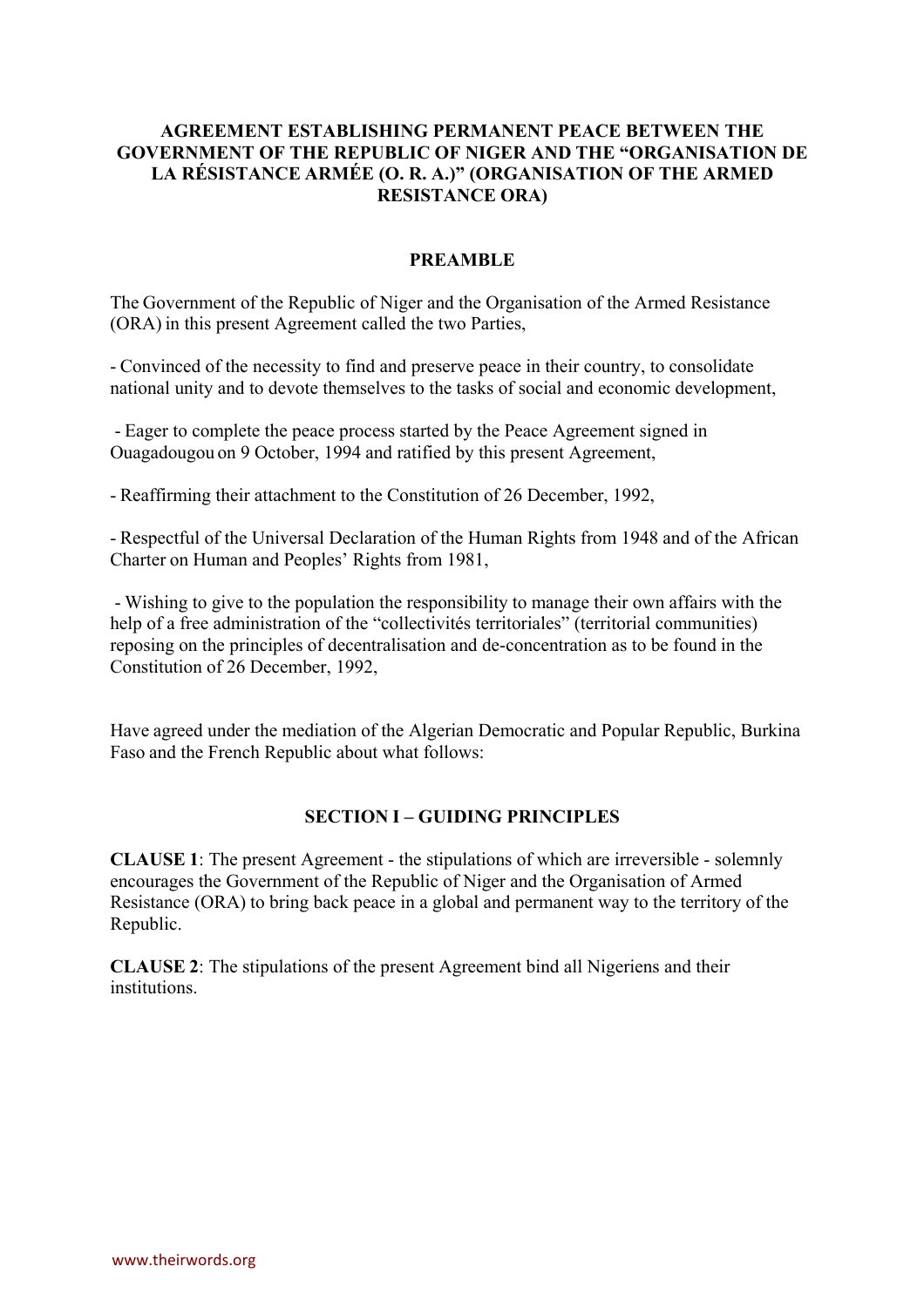# AGREEMENT ESTABLISHING PERMANENT PEACE BETWEEN THE GOVERNMENT OF THE REPUBLIC OF NIGER AND THE "ORGANISATION DE LA RÉSISTANCE ARMÉE (O. R. A.)" (ORGANISATION OF THE ARMED RESISTANCE ORA)

## PREAMBLE

The Government of the Republic of Niger and the Organisation of the Armed Resistance (ORA) in this present Agreement called the two Parties,

- Convinced of the necessity to find and preserve peace in their country, to consolidate national unity and to devote themselves to the tasks of social and economic development,

- Eager to complete the peace process started by the Peace Agreement signed in Ouagadougou on 9 October, 1994 and ratified by this present Agreement,

- Reaffirming their attachment to the Constitution of 26 December, 1992,

- Respectful of the Universal Declaration of the Human Rights from 1948 and of the African Charter on Human and Peoples' Rights from 1981,

- Wishing to give to the population the responsibility to manage their own affairs with the help of a free administration of the "collectivités territoriales" (territorial communities) reposing on the principles of decentralisation and de-concentration as to be found in the Constitution of 26 December, 1992,

Have agreed under the mediation of the Algerian Democratic and Popular Republic, Burkina Faso and the French Republic about what follows:

## SECTION I – GUIDING PRINCIPLES

**CLAUSE 1**: The present Agreement - the stipulations of which are irreversible - solemnly encourages the Government of the Republic of Niger and the Organisation of Armed Resistance (ORA) to bring back peace in a global and permanent way to the territory of the Republic.

**CLAUSE 2**: The stipulations of the present Agreement bind all Nigeriens and their institutions.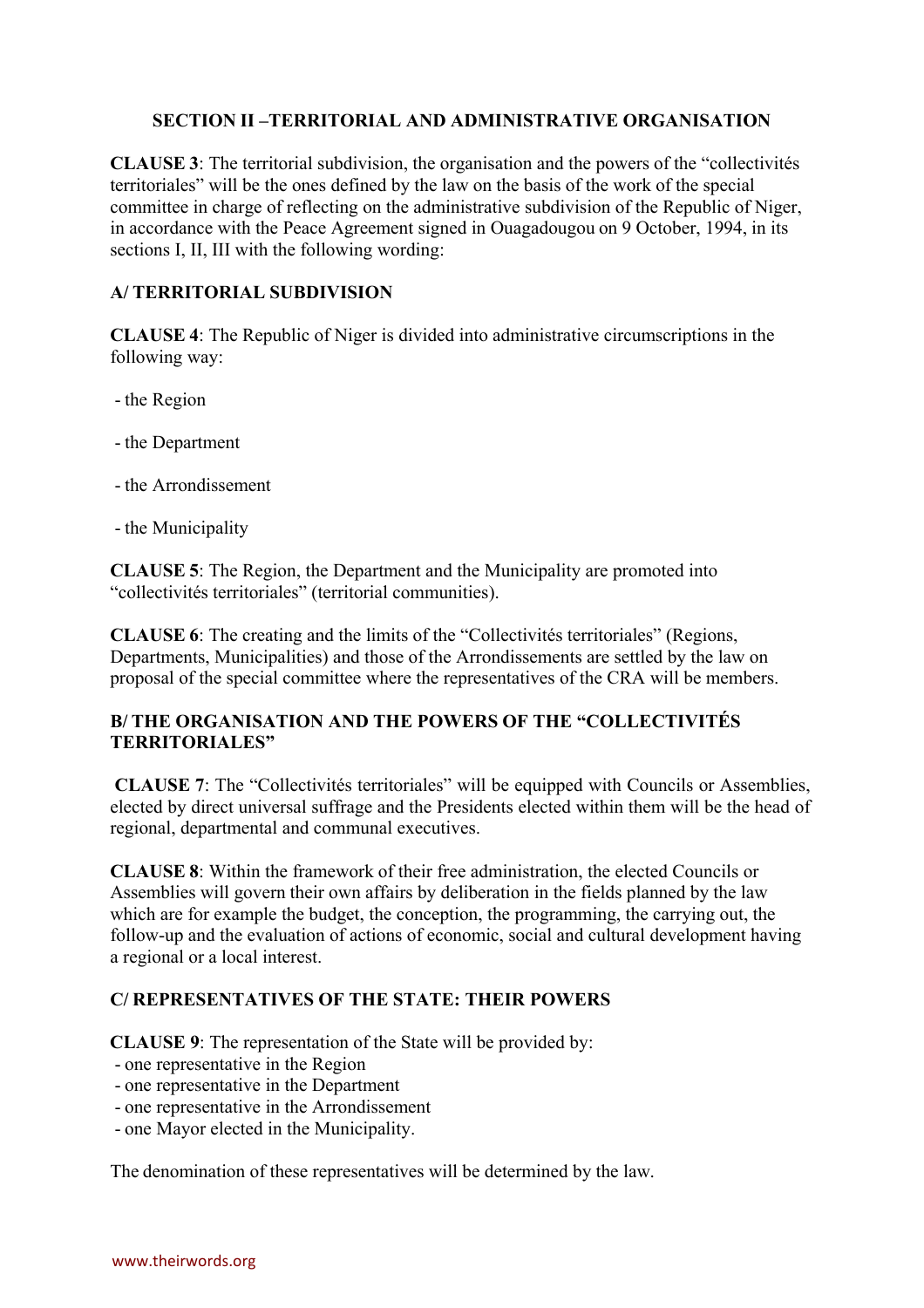## SECTION II –TERRITORIAL AND ADMINISTRATIVE ORGANISATION

**CLAUSE 3**: The territorial subdivision, the organisation and the powers of the "collectivités territoriales" will be the ones defined by the law on the basis of the work of the special committee in charge of reflecting on the administrative subdivision of the Republic of Niger, in accordance with the Peace Agreement signed in Ouagadougou on 9 October, 1994, in its sections I, II, III with the following wording:

### A/ TERRITORIAL SUBDIVISION

**CLAUSE 4**: The Republic of Niger is divided into administrative circumscriptions in the following way:

- the Region
- the Department
- the Arrondissement
- the Municipality

**CLAUSE 5**: The Region, the Department and the Municipality are promoted into "collectivités territoriales" (territorial communities).

**CLAUSE 6**: The creating and the limits of the "Collectivités territoriales" (Regions, Departments, Municipalities) and those of the Arrondissements are settled by the law on proposal of the special committee where the representatives of the CRA will be members.

### B/ THE ORGANISATION AND THE POWERS OF THE "COLLECTIVITÉS TERRITORIALES"

**CLAUSE 7**: The "Collectivités territoriales" will be equipped with Councils or Assemblies, elected by direct universal suffrage and the Presidents elected within them will be the head of regional, departmental and communal executives.

**CLAUSE 8**: Within the framework of their free administration, the elected Councils or Assemblies will govern their own affairs by deliberation in the fields planned by the law which are for example the budget, the conception, the programming, the carrying out, the follow-up and the evaluation of actions of economic, social and cultural development having a regional or a local interest.

### C/ REPRESENTATIVES OF THE STATE: THEIR POWERS

**CLAUSE 9**: The representation of the State will be provided by:

- one representative in the Region
- one representative in the Department
- one representative in the Arrondissement
- one Mayor elected in the Municipality.

The denomination of these representatives will be determined by the law.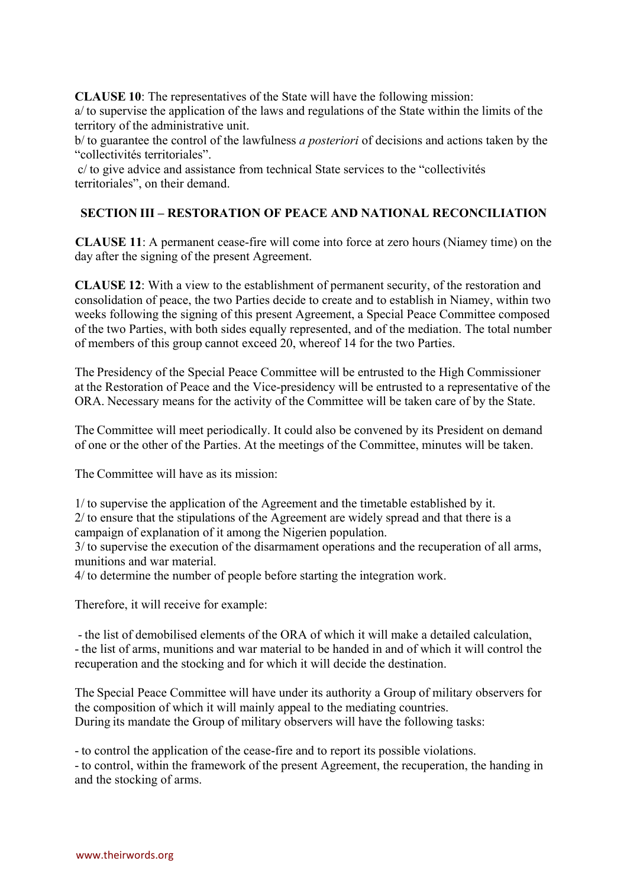**CLAUSE 10**: The representatives of the State will have the following mission:
a/ to supervise the application of the laws and regulations of the State within the limits of the territory of the administrative unit.
b/ to guarantee the control of the lawfulness *a posteriori* of decisions and actions taken by the "collectivités territoriales".
c/ to give advice and assistance from technical State services to the "collectivités territoriales", on their demand.

## SECTION III – RESTORATION OF PEACE AND NATIONAL RECONCILIATION

**CLAUSE 11**: A permanent cease-fire will come into force at zero hours (Niamey time) on the day after the signing of the present Agreement.

**CLAUSE 12**: With a view to the establishment of permanent security, of the restoration and consolidation of peace, the two Parties decide to create and to establish in Niamey, within two weeks following the signing of this present Agreement, a Special Peace Committee composed of the two Parties, with both sides equally represented, and of the mediation. The total number of members of this group cannot exceed 20, whereof 14 for the two Parties.

The Presidency of the Special Peace Committee will be entrusted to the High Commissioner at the Restoration of Peace and the Vice-presidency will be entrusted to a representative of the ORA. Necessary means for the activity of the Committee will be taken care of by the State.

The Committee will meet periodically. It could also be convened by its President on demand of one or the other of the Parties. At the meetings of the Committee, minutes will be taken.

The Committee will have as its mission:

1/ to supervise the application of the Agreement and the timetable established by it.
2/ to ensure that the stipulations of the Agreement are widely spread and that there is a campaign of explanation of it among the Nigerien population.
3/ to supervise the execution of the disarmament operations and the recuperation of all arms, munitions and war material.
4/ to determine the number of people before starting the integration work.

Therefore, it will receive for example:

- the list of demobilised elements of the ORA of which it will make a detailed calculation,
- the list of arms, munitions and war material to be handed in and of which it will control the recuperation and the stocking and for which it will decide the destination.

The Special Peace Committee will have under its authority a Group of military observers for the composition of which it will mainly appeal to the mediating countries.
During its mandate the Group of military observers will have the following tasks:

- to control the application of the cease-fire and to report its possible violations.
- to control, within the framework of the present Agreement, the recuperation, the handing in and the stocking of arms.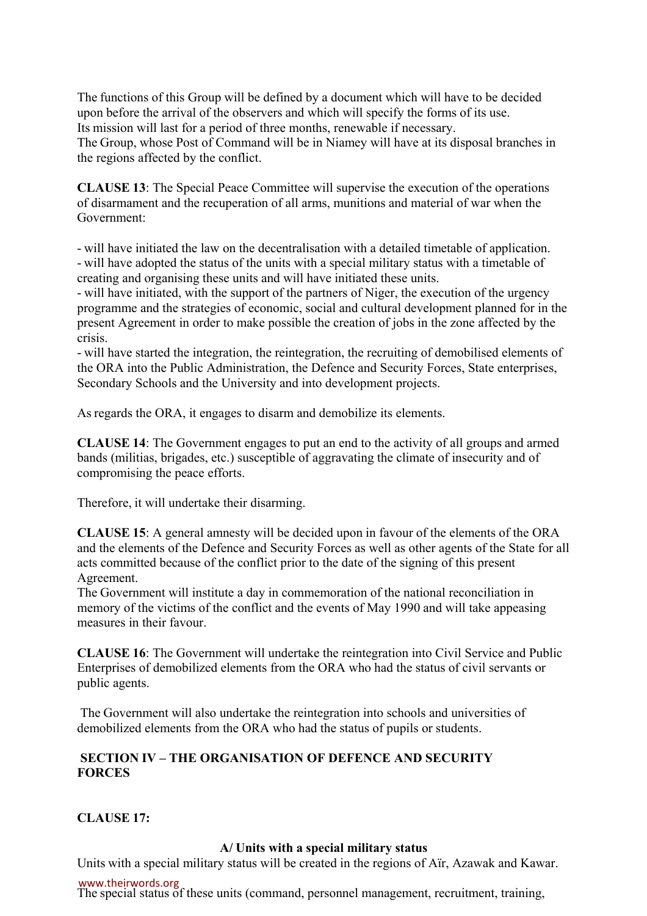The functions of this Group will be defined by a document which will have to be decided upon before the arrival of the observers and which will specify the forms of its use.
Its mission will last for a period of three months, renewable if necessary.
The Group, whose Post of Command will be in Niamey will have at its disposal branches in the regions affected by the conflict.

**CLAUSE 13**: The Special Peace Committee will supervise the execution of the operations of disarmament and the recuperation of all arms, munitions and material of war when the Government:

- will have initiated the law on the decentralisation with a detailed timetable of application.
- will have adopted the status of the units with a special military status with a timetable of creating and organising these units and will have initiated these units.
- will have initiated, with the support of the partners of Niger, the execution of the urgency programme and the strategies of economic, social and cultural development planned for in the present Agreement in order to make possible the creation of jobs in the zone affected by the crisis.
- will have started the integration, the reintegration, the recruiting of demobilised elements of the ORA into the Public Administration, the Defence and Security Forces, State enterprises, Secondary Schools and the University and into development projects.

As regards the ORA, it engages to disarm and demobilize its elements.

**CLAUSE 14**: The Government engages to put an end to the activity of all groups and armed bands (militias, brigades, etc.) susceptible of aggravating the climate of insecurity and of compromising the peace efforts.

Therefore, it will undertake their disarming.

**CLAUSE 15**: A general amnesty will be decided upon in favour of the elements of the ORA and the elements of the Defence and Security Forces as well as other agents of the State for all acts committed because of the conflict prior to the date of the signing of this present Agreement.
The Government will institute a day in commemoration of the national reconciliation in memory of the victims of the conflict and the events of May 1990 and will take appeasing measures in their favour.

**CLAUSE 16**: The Government will undertake the reintegration into Civil Service and Public Enterprises of demobilized elements from the ORA who had the status of civil servants or public agents.

The Government will also undertake the reintegration into schools and universities of demobilized elements from the ORA who had the status of pupils or students.

## SECTION IV – THE ORGANISATION OF DEFENCE AND SECURITY FORCES

**CLAUSE 17:**

### A/ Units with a special military status

Units with a special military status will be created in the regions of Aïr, Azawak and Kawar.
The special status of these units (command, personnel management, recruitment, training,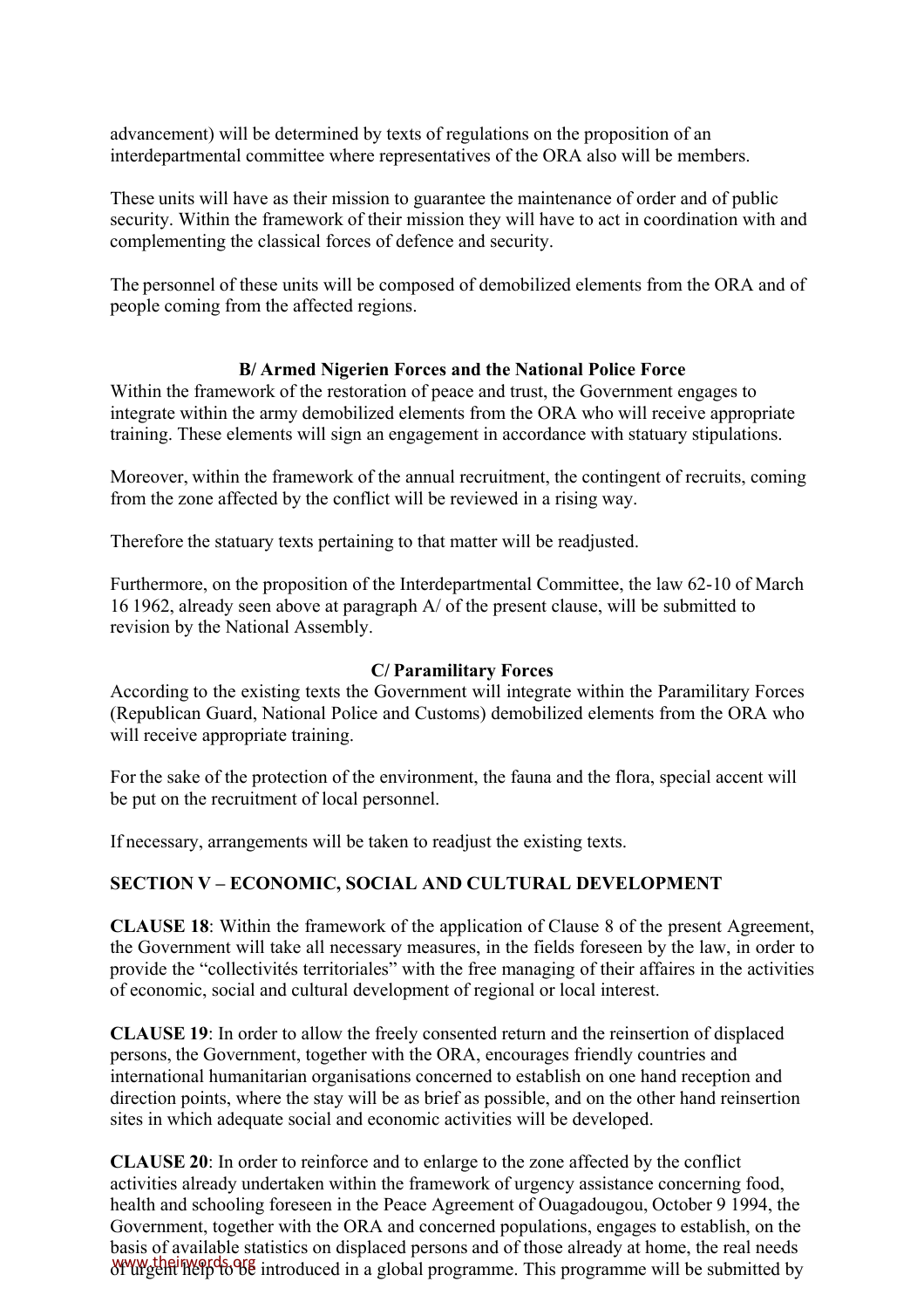advancement) will be determined by texts of regulations on the proposition of an interdepartmental committee where representatives of the ORA also will be members.

These units will have as their mission to guarantee the maintenance of order and of public security. Within the framework of their mission they will have to act in coordination with and complementing the classical forces of defence and security.

The personnel of these units will be composed of demobilized elements from the ORA and of people coming from the affected regions.

**B/ Armed Nigerien Forces and the National Police Force**

Within the framework of the restoration of peace and trust, the Government engages to integrate within the army demobilized elements from the ORA who will receive appropriate training. These elements will sign an engagement in accordance with statuary stipulations.

Moreover, within the framework of the annual recruitment, the contingent of recruits, coming from the zone affected by the conflict will be reviewed in a rising way.

Therefore the statuary texts pertaining to that matter will be readjusted.

Furthermore, on the proposition of the Interdepartmental Committee, the law 62-10 of March 16 1962, already seen above at paragraph A/ of the present clause, will be submitted to revision by the National Assembly.

**C/ Paramilitary Forces**

According to the existing texts the Government will integrate within the Paramilitary Forces (Republican Guard, National Police and Customs) demobilized elements from the ORA who will receive appropriate training.

For the sake of the protection of the environment, the fauna and the flora, special accent will be put on the recruitment of local personnel.

If necessary, arrangements will be taken to readjust the existing texts.

## SECTION V – ECONOMIC, SOCIAL AND CULTURAL DEVELOPMENT

**CLAUSE 18**: Within the framework of the application of Clause 8 of the present Agreement, the Government will take all necessary measures, in the fields foreseen by the law, in order to provide the "collectivités territoriales" with the free managing of their affaires in the activities of economic, social and cultural development of regional or local interest.

**CLAUSE 19**: In order to allow the freely consented return and the reinsertion of displaced persons, the Government, together with the ORA, encourages friendly countries and international humanitarian organisations concerned to establish on one hand reception and direction points, where the stay will be as brief as possible, and on the other hand reinsertion sites in which adequate social and economic activities will be developed.

**CLAUSE 20**: In order to reinforce and to enlarge to the zone affected by the conflict activities already undertaken within the framework of urgency assistance concerning food, health and schooling foreseen in the Peace Agreement of Ouagadougou, October 9 1994, the Government, together with the ORA and concerned populations, engages to establish, on the basis of available statistics on displaced persons and of those already at home, the real needs of urgent help to be introduced in a global programme. This programme will be submitted by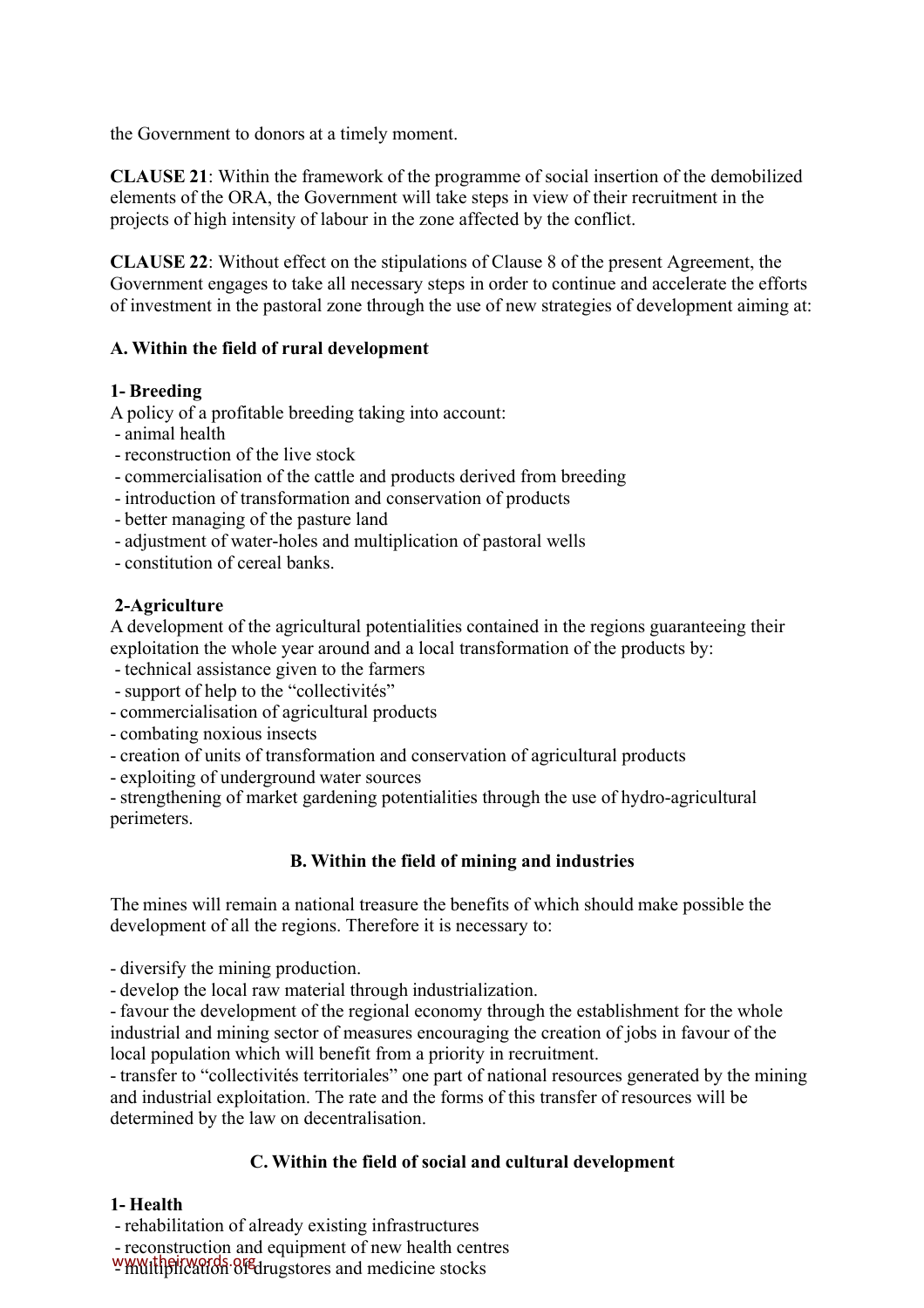the Government to donors at a timely moment.

**CLAUSE 21**: Within the framework of the programme of social insertion of the demobilized elements of the ORA, the Government will take steps in view of their recruitment in the projects of high intensity of labour in the zone affected by the conflict.

**CLAUSE 22**: Without effect on the stipulations of Clause 8 of the present Agreement, the Government engages to take all necessary steps in order to continue and accelerate the efforts of investment in the pastoral zone through the use of new strategies of development aiming at:

**A. Within the field of rural development**

**1- Breeding**

A policy of a profitable breeding taking into account:

- animal health
- reconstruction of the live stock
- commercialisation of the cattle and products derived from breeding
- introduction of transformation and conservation of products
- better managing of the pasture land
- adjustment of water-holes and multiplication of pastoral wells
- constitution of cereal banks.

**2-Agriculture**

A development of the agricultural potentialities contained in the regions guaranteeing their exploitation the whole year around and a local transformation of the products by:

- technical assistance given to the farmers
- support of help to the "collectivités"
- commercialisation of agricultural products
- combating noxious insects
- creation of units of transformation and conservation of agricultural products
- exploiting of underground water sources
- strengthening of market gardening potentialities through the use of hydro-agricultural perimeters.

**B. Within the field of mining and industries**

The mines will remain a national treasure the benefits of which should make possible the development of all the regions. Therefore it is necessary to:

- diversify the mining production.
- develop the local raw material through industrialization.
- favour the development of the regional economy through the establishment for the whole industrial and mining sector of measures encouraging the creation of jobs in favour of the local population which will benefit from a priority in recruitment.
- transfer to "collectivités territoriales" one part of national resources generated by the mining and industrial exploitation. The rate and the forms of this transfer of resources will be determined by the law on decentralisation.

**C. Within the field of social and cultural development**

**1- Health**

- rehabilitation of already existing infrastructures
- reconstruction and equipment of new health centres
- multiplication of drugstores and medicine stocks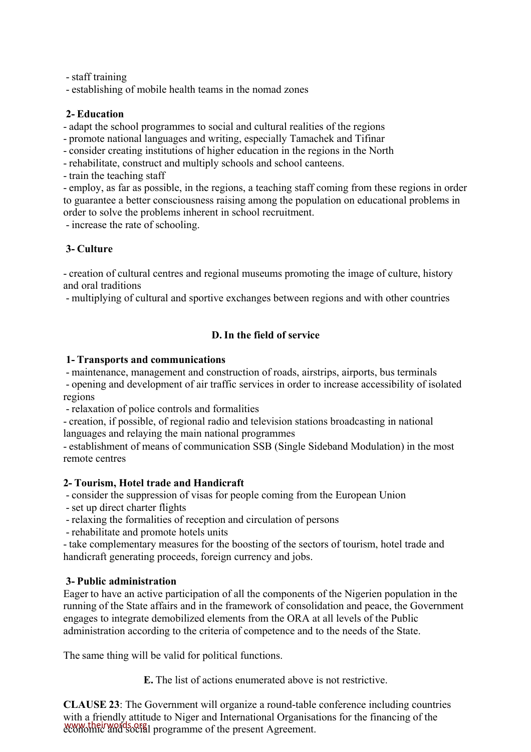- staff training
- establishing of mobile health teams in the nomad zones

**2- Education**

- adapt the school programmes to social and cultural realities of the regions
- promote national languages and writing, especially Tamachek and Tifinar
- consider creating institutions of higher education in the regions in the North
- rehabilitate, construct and multiply schools and school canteens.
- train the teaching staff
- employ, as far as possible, in the regions, a teaching staff coming from these regions in order to guarantee a better consciousness raising among the population on educational problems in order to solve the problems inherent in school recruitment.
- increase the rate of schooling.

**3- Culture**

- creation of cultural centres and regional museums promoting the image of culture, history and oral traditions
- multiplying of cultural and sportive exchanges between regions and with other countries

**D. In the field of service**

**1- Transports and communications**

- maintenance, management and construction of roads, airstrips, airports, bus terminals
- opening and development of air traffic services in order to increase accessibility of isolated regions
- relaxation of police controls and formalities
- creation, if possible, of regional radio and television stations broadcasting in national languages and relaying the main national programmes
- establishment of means of communication SSB (Single Sideband Modulation) in the most remote centres

**2- Tourism, Hotel trade and Handicraft**

- consider the suppression of visas for people coming from the European Union
- set up direct charter flights
- relaxing the formalities of reception and circulation of persons
- rehabilitate and promote hotels units
- take complementary measures for the boosting of the sectors of tourism, hotel trade and handicraft generating proceeds, foreign currency and jobs.

**3- Public administration**

Eager to have an active participation of all the components of the Nigerien population in the running of the State affairs and in the framework of consolidation and peace, the Government engages to integrate demobilized elements from the ORA at all levels of the Public administration according to the criteria of competence and to the needs of the State.

The same thing will be valid for political functions.

**E.** The list of actions enumerated above is not restrictive.

**CLAUSE 23**: The Government will organize a round-table conference including countries with a friendly attitude to Niger and International Organisations for the financing of the economic and social programme of the present Agreement.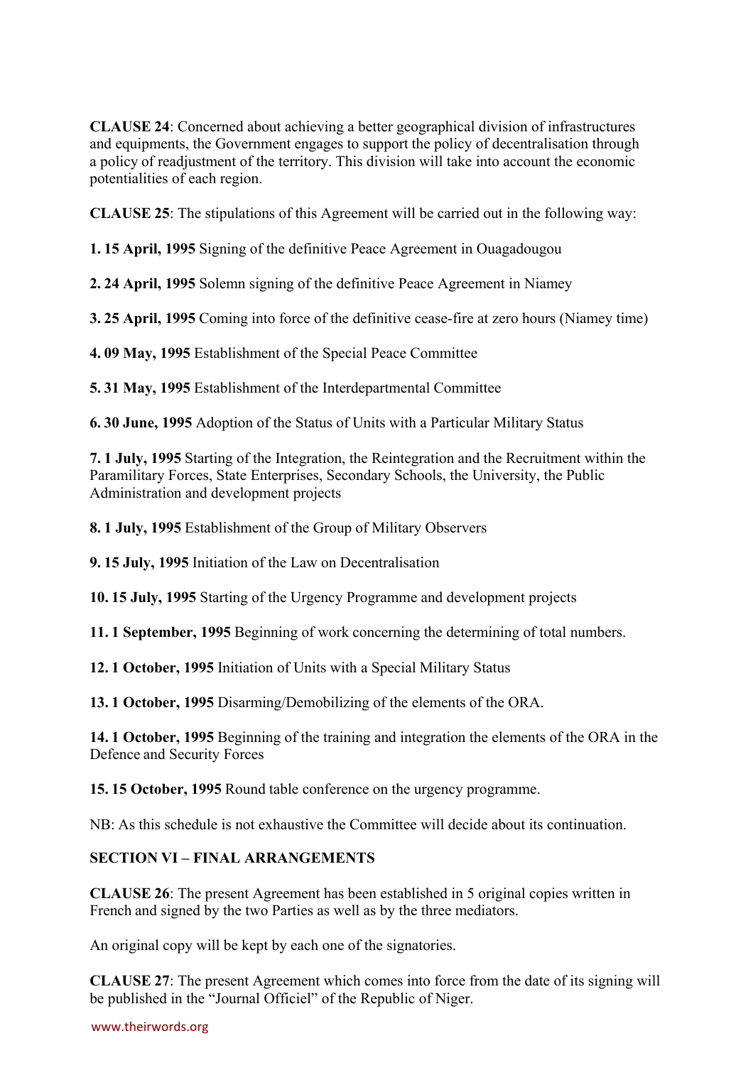**CLAUSE 24**: Concerned about achieving a better geographical division of infrastructures and equipments, the Government engages to support the policy of decentralisation through a policy of readjustment of the territory. This division will take into account the economic potentialities of each region.

**CLAUSE 25**: The stipulations of this Agreement will be carried out in the following way:

**1. 15 April, 1995** Signing of the definitive Peace Agreement in Ouagadougou

**2. 24 April, 1995** Solemn signing of the definitive Peace Agreement in Niamey

**3. 25 April, 1995** Coming into force of the definitive cease-fire at zero hours (Niamey time)

**4. 09 May, 1995** Establishment of the Special Peace Committee

**5. 31 May, 1995** Establishment of the Interdepartmental Committee

**6. 30 June, 1995** Adoption of the Status of Units with a Particular Military Status

**7. 1 July, 1995** Starting of the Integration, the Reintegration and the Recruitment within the Paramilitary Forces, State Enterprises, Secondary Schools, the University, the Public Administration and development projects

**8. 1 July, 1995** Establishment of the Group of Military Observers

**9. 15 July, 1995** Initiation of the Law on Decentralisation

**10. 15 July, 1995** Starting of the Urgency Programme and development projects

**11. 1 September, 1995** Beginning of work concerning the determining of total numbers.

**12. 1 October, 1995** Initiation of Units with a Special Military Status

**13. 1 October, 1995** Disarming/Demobilizing of the elements of the ORA.

**14. 1 October, 1995** Beginning of the training and integration the elements of the ORA in the Defence and Security Forces

**15. 15 October, 1995** Round table conference on the urgency programme.

NB: As this schedule is not exhaustive the Committee will decide about its continuation.

## SECTION VI – FINAL ARRANGEMENTS

**CLAUSE 26**: The present Agreement has been established in 5 original copies written in French and signed by the two Parties as well as by the three mediators.

An original copy will be kept by each one of the signatories.

**CLAUSE 27**: The present Agreement which comes into force from the date of its signing will be published in the "Journal Officiel" of the Republic of Niger.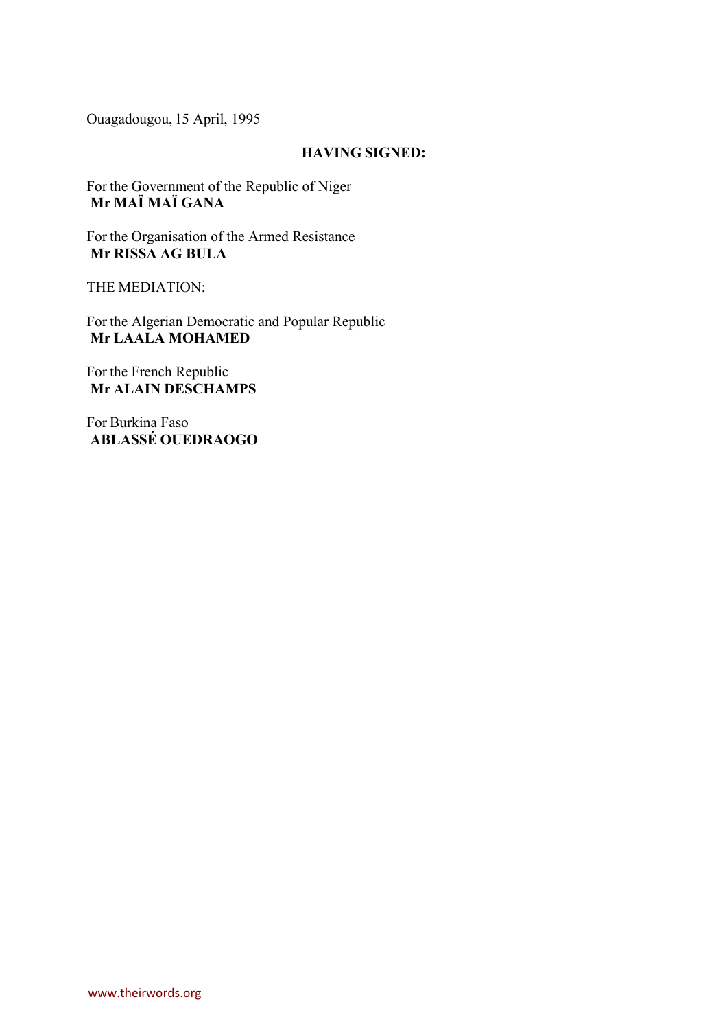Ouagadougou, 15 April, 1995

**HAVING SIGNED:**

For the Government of the Republic of Niger
**Mr MAÏ MAÏ GANA**

For the Organisation of the Armed Resistance
**Mr RISSA AG BULA**

THE MEDIATION:

For the Algerian Democratic and Popular Republic
**Mr LAALA MOHAMED**

For the French Republic
**Mr ALAIN DESCHAMPS**

For Burkina Faso
**ABLASSÉ OUEDRAOGO**